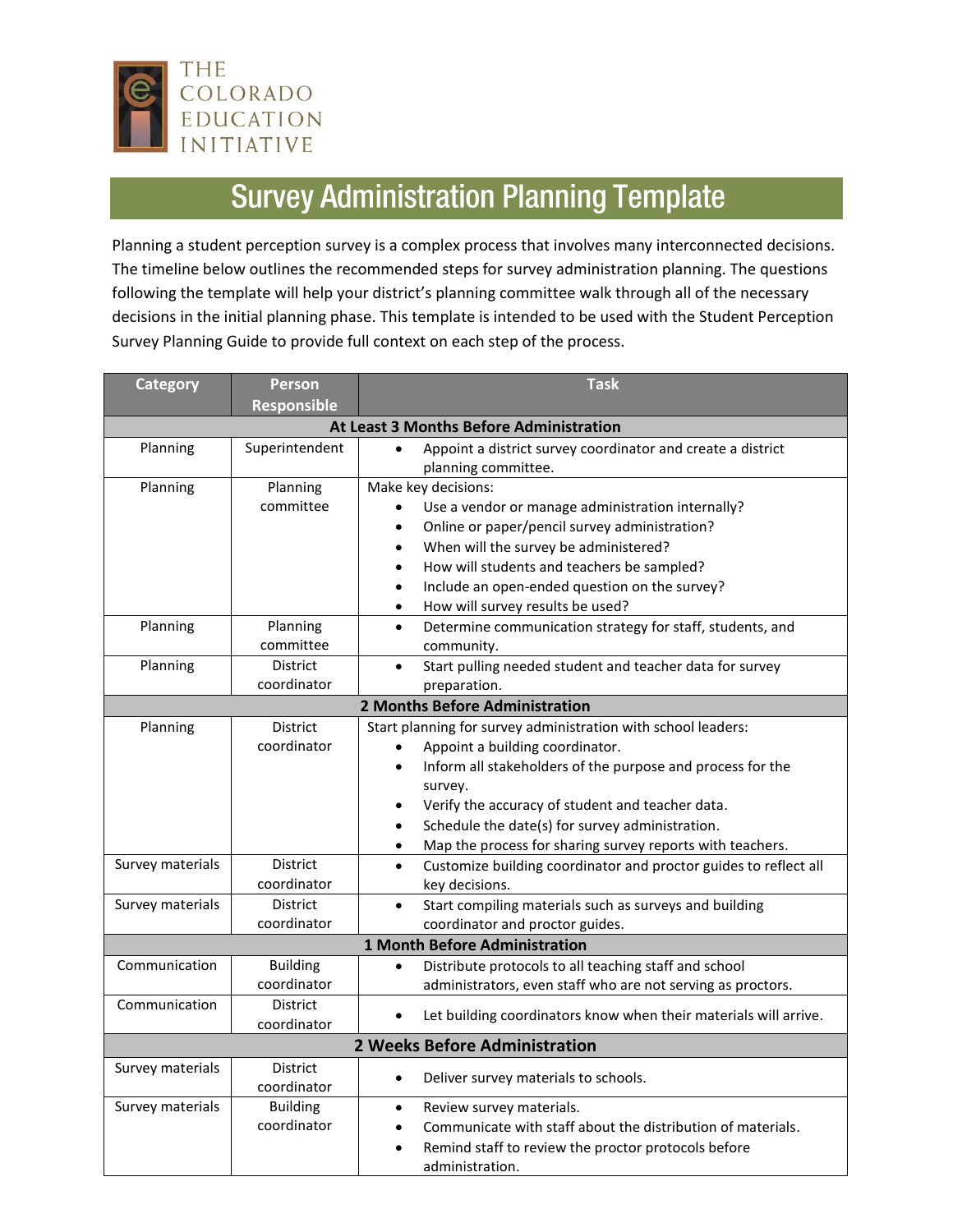THE COLORADO EDUCATION INITIATIVE

# Survey Administration Planning Template

Planning a student perception survey is a complex process that involves many interconnected decisions. The timeline below outlines the recommended steps for survey administration planning. The questions following the template will help your district's planning committee walk through all of the necessary decisions in the initial planning phase. This template is intended to be used with the Student Perception Survey Planning Guide to provide full context on each step of the process.

| Category | Person Responsible | Task |
|---|---|---|
| **At Least 3 Months Before Administration** | | |
| Planning | Superintendent | • Appoint a district survey coordinator and create a district planning committee. |
| Planning | Planning committee | Make key decisions:<br>• Use a vendor or manage administration internally?<br>• Online or paper/pencil survey administration?<br>• When will the survey be administered?<br>• How will students and teachers be sampled?<br>• Include an open-ended question on the survey?<br>• How will survey results be used? |
| Planning | Planning committee | • Determine communication strategy for staff, students, and community. |
| Planning | District coordinator | • Start pulling needed student and teacher data for survey preparation. |
| **2 Months Before Administration** | | |
| Planning | District coordinator | Start planning for survey administration with school leaders:<br>• Appoint a building coordinator.<br>• Inform all stakeholders of the purpose and process for the survey.<br>• Verify the accuracy of student and teacher data.<br>• Schedule the date(s) for survey administration.<br>• Map the process for sharing survey reports with teachers. |
| Survey materials | District coordinator | • Customize building coordinator and proctor guides to reflect all key decisions. |
| Survey materials | District coordinator | • Start compiling materials such as surveys and building coordinator and proctor guides. |
| **1 Month Before Administration** | | |
| Communication | Building coordinator | • Distribute protocols to all teaching staff and school administrators, even staff who are not serving as proctors. |
| Communication | District coordinator | • Let building coordinators know when their materials will arrive. |
| **2 Weeks Before Administration** | | |
| Survey materials | District coordinator | • Deliver survey materials to schools. |
| Survey materials | Building coordinator | • Review survey materials.<br>• Communicate with staff about the distribution of materials.<br>• Remind staff to review the proctor protocols before administration. |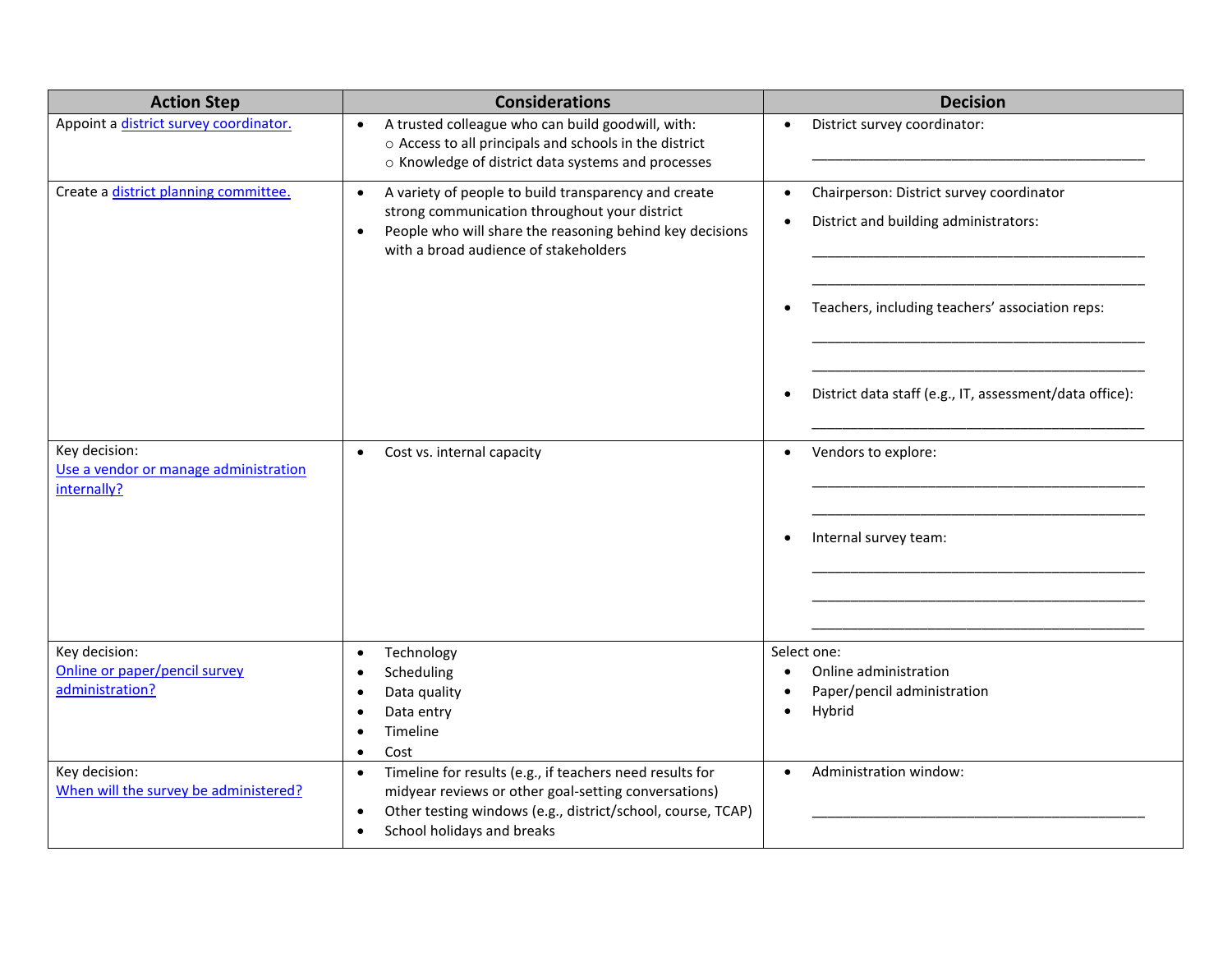| Action Step | Considerations | Decision |
|---|---|---|
| Appoint a district survey coordinator. | • A trusted colleague who can build goodwill, with:<br>○ Access to all principals and schools in the district<br>○ Knowledge of district data systems and processes | • District survey coordinator:<br>_______________________________________ |
| Create a district planning committee. | • A variety of people to build transparency and create strong communication throughout your district<br>• People who will share the reasoning behind key decisions with a broad audience of stakeholders | • Chairperson: District survey coordinator<br>• District and building administrators:<br>_______________________________________<br>_______________________________________<br>• Teachers, including teachers' association reps:<br>_______________________________________<br>_______________________________________<br>• District data staff (e.g., IT, assessment/data office):<br>_______________________________________ |
| Key decision:<br>Use a vendor or manage administration internally? | • Cost vs. internal capacity | • Vendors to explore:<br>_______________________________________<br>_______________________________________<br>• Internal survey team:<br>_______________________________________<br>_______________________________________<br>_______________________________________ |
| Key decision:<br>Online or paper/pencil survey administration? | • Technology<br>• Scheduling<br>• Data quality<br>• Data entry<br>• Timeline<br>• Cost | Select one:<br>• Online administration<br>• Paper/pencil administration<br>• Hybrid |
| Key decision:<br>When will the survey be administered? | • Timeline for results (e.g., if teachers need results for midyear reviews or other goal-setting conversations)<br>• Other testing windows (e.g., district/school, course, TCAP)<br>• School holidays and breaks | • Administration window:<br>_______________________________________ |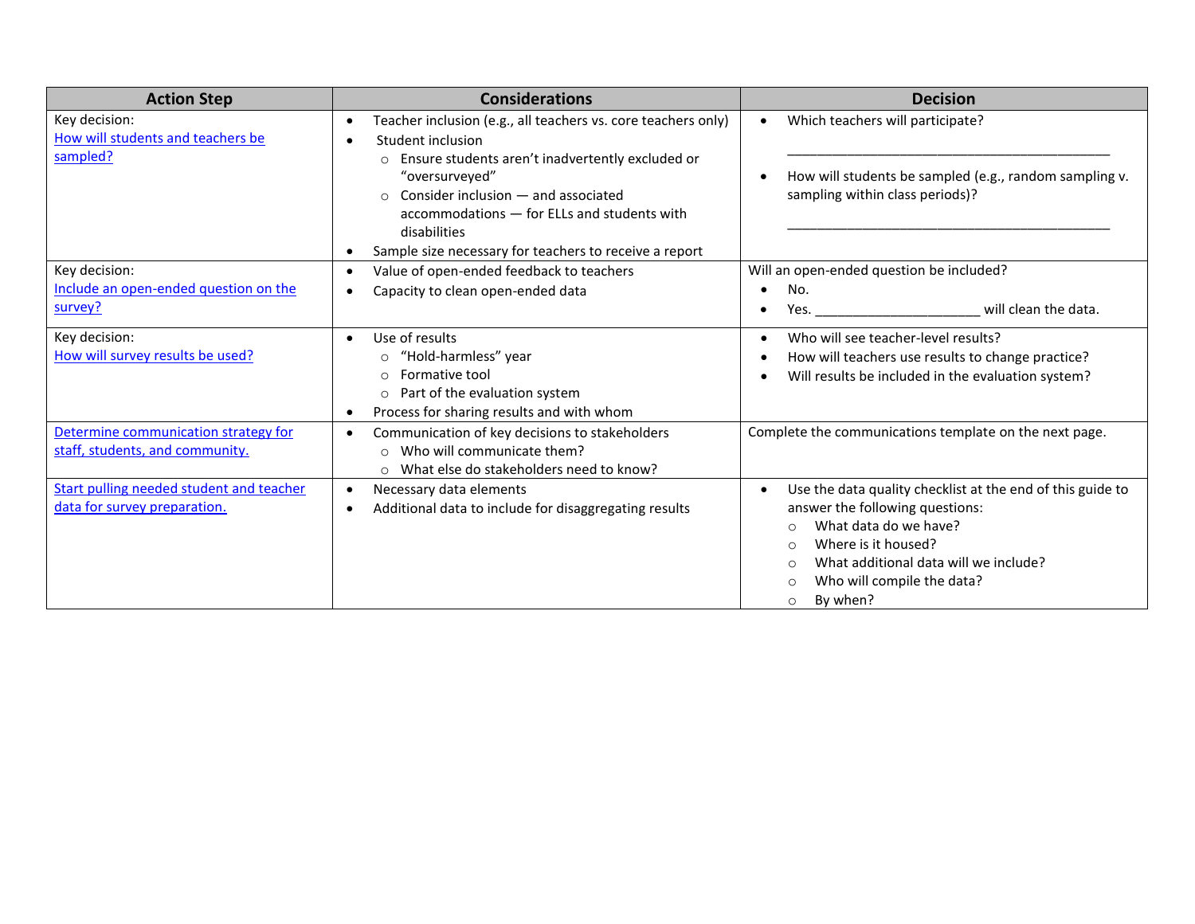| Action Step | Considerations | Decision |
| --- | --- | --- |
| Key decision:<br>How will students and teachers be sampled? | • Teacher inclusion (e.g., all teachers vs. core teachers only)<br>• Student inclusion<br>  ○ Ensure students aren't inadvertently excluded or "oversurveyed"<br>  ○ Consider inclusion — and associated accommodations — for ELLs and students with disabilities<br>• Sample size necessary for teachers to receive a report | • Which teachers will participate?<br>\_\_\_\_\_\_\_\_\_\_\_\_\_\_\_\_\_\_\_\_\_\_\_\_\_\_\_\_\_\_\_\_\_\_\_\_\_\_\_\_\_\_<br>• How will students be sampled (e.g., random sampling v. sampling within class periods)?<br>\_\_\_\_\_\_\_\_\_\_\_\_\_\_\_\_\_\_\_\_\_\_\_\_\_\_\_\_\_\_\_\_\_\_\_\_\_\_\_\_\_\_ |
| Key decision:<br>Include an open-ended question on the survey? | • Value of open-ended feedback to teachers<br>• Capacity to clean open-ended data | Will an open-ended question be included?<br>• No.<br>• Yes. \_\_\_\_\_\_\_\_\_\_\_\_\_\_\_\_\_\_\_\_\_\_ will clean the data. |
| Key decision:<br>How will survey results be used? | • Use of results<br>  ○ "Hold-harmless" year<br>  ○ Formative tool<br>  ○ Part of the evaluation system<br>• Process for sharing results and with whom | • Who will see teacher-level results?<br>• How will teachers use results to change practice?<br>• Will results be included in the evaluation system? |
| Determine communication strategy for staff, students, and community. | • Communication of key decisions to stakeholders<br>  ○ Who will communicate them?<br>  ○ What else do stakeholders need to know? | Complete the communications template on the next page. |
| Start pulling needed student and teacher data for survey preparation. | • Necessary data elements<br>• Additional data to include for disaggregating results | • Use the data quality checklist at the end of this guide to answer the following questions:<br>  ○ What data do we have?<br>  ○ Where is it housed?<br>  ○ What additional data will we include?<br>  ○ Who will compile the data?<br>  ○ By when? |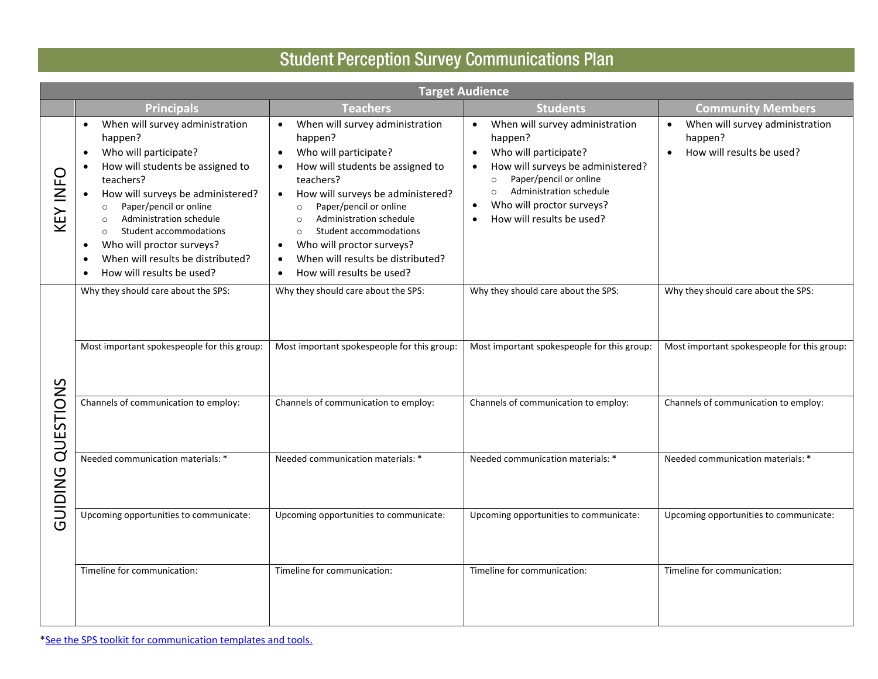# Student Perception Survey Communications Plan

| | Target Audience | | | |
|---|---|---|---|---|
| | **Principals** | **Teachers** | **Students** | **Community Members** |
| **KEY INFO** | • When will survey administration happen?<br>• Who will participate?<br>• How will students be assigned to teachers?<br>• How will surveys be administered?<br>  ○ Paper/pencil or online<br>  ○ Administration schedule<br>  ○ Student accommodations<br>• Who will proctor surveys?<br>• When will results be distributed?<br>• How will results be used? | • When will survey administration happen?<br>• Who will participate?<br>• How will students be assigned to teachers?<br>• How will surveys be administered?<br>  ○ Paper/pencil or online<br>  ○ Administration schedule<br>  ○ Student accommodations<br>• Who will proctor surveys?<br>• When will results be distributed?<br>• How will results be used? | • When will survey administration happen?<br>• Who will participate?<br>• How will surveys be administered?<br>  ○ Paper/pencil or online<br>  ○ Administration schedule<br>• Who will proctor surveys?<br>• How will results be used? | • When will survey administration happen?<br>• How will results be used? |
| **GUIDING QUESTIONS** | Why they should care about the SPS: | Why they should care about the SPS: | Why they should care about the SPS: | Why they should care about the SPS: |
| | Most important spokespeople for this group: | Most important spokespeople for this group: | Most important spokespeople for this group: | Most important spokespeople for this group: |
| | Channels of communication to employ: | Channels of communication to employ: | Channels of communication to employ: | Channels of communication to employ: |
| | Needed communication materials: * | Needed communication materials: * | Needed communication materials: * | Needed communication materials: * |
| | Upcoming opportunities to communicate: | Upcoming opportunities to communicate: | Upcoming opportunities to communicate: | Upcoming opportunities to communicate: |
| | Timeline for communication: | Timeline for communication: | Timeline for communication: | Timeline for communication: |

*See the SPS toolkit for communication templates and tools.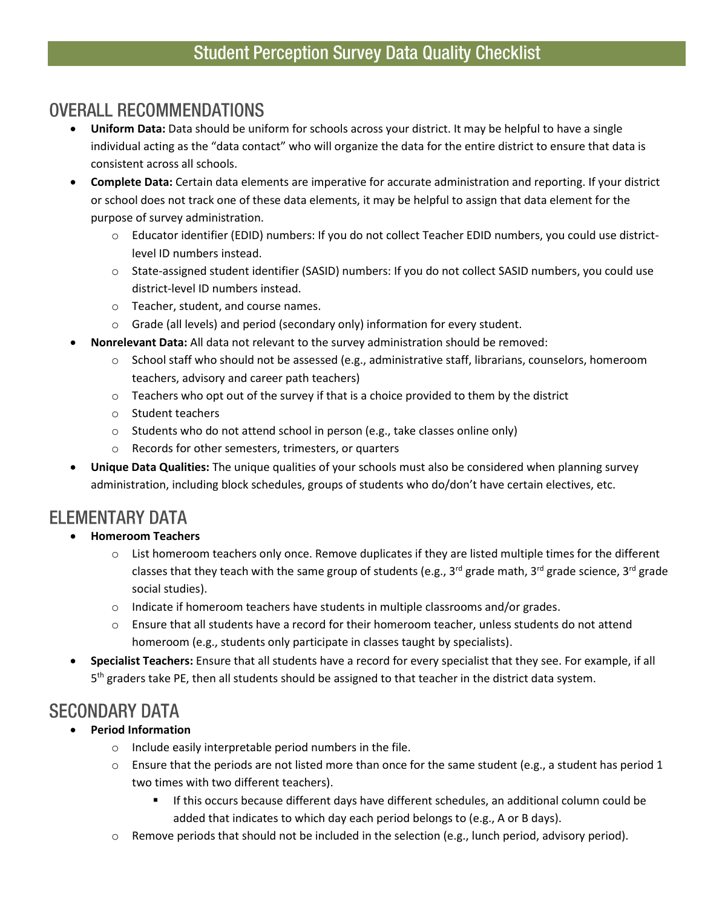# Student Perception Survey Data Quality Checklist

## OVERALL RECOMMENDATIONS

- **Uniform Data:** Data should be uniform for schools across your district. It may be helpful to have a single individual acting as the "data contact" who will organize the data for the entire district to ensure that data is consistent across all schools.
- **Complete Data:** Certain data elements are imperative for accurate administration and reporting. If your district or school does not track one of these data elements, it may be helpful to assign that data element for the purpose of survey administration.
  - Educator identifier (EDID) numbers: If you do not collect Teacher EDID numbers, you could use district-level ID numbers instead.
  - State-assigned student identifier (SASID) numbers: If you do not collect SASID numbers, you could use district-level ID numbers instead.
  - Teacher, student, and course names.
  - Grade (all levels) and period (secondary only) information for every student.
- **Nonrelevant Data:** All data not relevant to the survey administration should be removed:
  - School staff who should not be assessed (e.g., administrative staff, librarians, counselors, homeroom teachers, advisory and career path teachers)
  - Teachers who opt out of the survey if that is a choice provided to them by the district
  - Student teachers
  - Students who do not attend school in person (e.g., take classes online only)
  - Records for other semesters, trimesters, or quarters
- **Unique Data Qualities:** The unique qualities of your schools must also be considered when planning survey administration, including block schedules, groups of students who do/don't have certain electives, etc.

## ELEMENTARY DATA

- **Homeroom Teachers**
  - List homeroom teachers only once. Remove duplicates if they are listed multiple times for the different classes that they teach with the same group of students (e.g., 3rd grade math, 3rd grade science, 3rd grade social studies).
  - Indicate if homeroom teachers have students in multiple classrooms and/or grades.
  - Ensure that all students have a record for their homeroom teacher, unless students do not attend homeroom (e.g., students only participate in classes taught by specialists).
- **Specialist Teachers:** Ensure that all students have a record for every specialist that they see. For example, if all 5th graders take PE, then all students should be assigned to that teacher in the district data system.

## SECONDARY DATA

- **Period Information**
  - Include easily interpretable period numbers in the file.
  - Ensure that the periods are not listed more than once for the same student (e.g., a student has period 1 two times with two different teachers).
    - If this occurs because different days have different schedules, an additional column could be added that indicates to which day each period belongs to (e.g., A or B days).
  - Remove periods that should not be included in the selection (e.g., lunch period, advisory period).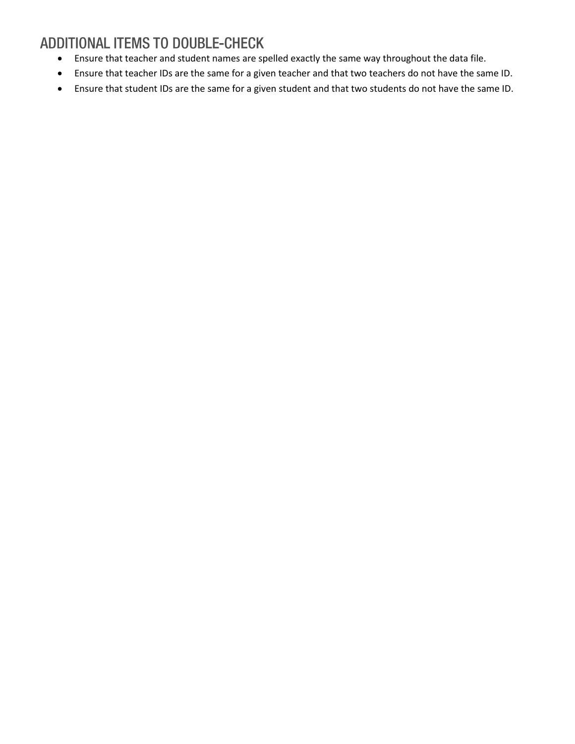## ADDITIONAL ITEMS TO DOUBLE-CHECK

- Ensure that teacher and student names are spelled exactly the same way throughout the data file.
- Ensure that teacher IDs are the same for a given teacher and that two teachers do not have the same ID.
- Ensure that student IDs are the same for a given student and that two students do not have the same ID.